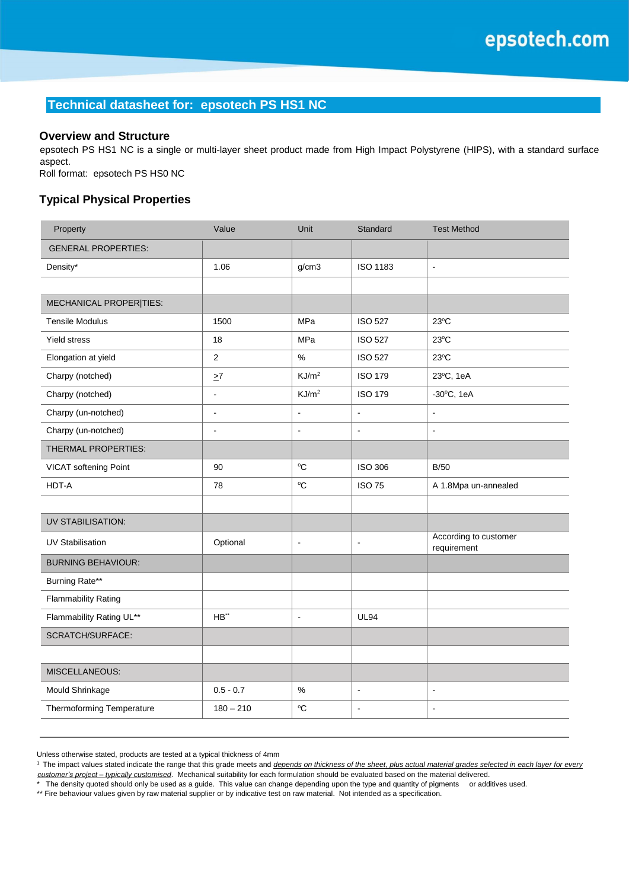## Technical datasheet for: epsotech PS HS1 NC

### Overview and Structure

epsotech PS HS1 NC is a single or multi-layer sheet product made from High Impact Polystyrene (HIPS), with a standard surface aspect.
Roll format: epsotech PS HS0 NC

### Typical Physical Properties

| Property | Value | Unit | Standard | Test Method |
|---|---|---|---|---|
| GENERAL PROPERTIES: | | | | |
| Density* | 1.06 | g/cm3 | ISO 1183 | - |
| | | | | |
| MECHANICAL PROPER|TIES: | | | | |
| Tensile Modulus | 1500 | MPa | ISO 527 | 23ºC |
| Yield stress | 18 | MPa | ISO 527 | 23ºC |
| Elongation at yield | 2 | % | ISO 527 | 23ºC |
| Charpy (notched) | ≥7 | $KJ/m^2$ | ISO 179 | 23ºC, 1eA |
| Charpy (notched) | - | $KJ/m^2$ | ISO 179 | -30ºC, 1eA |
| Charpy (un-notched) | - | - | - | - |
| Charpy (un-notched) | - | - | - | - |
| THERMAL PROPERTIES: | | | | |
| VICAT softening Point | 90 | ºC | ISO 306 | B/50 |
| HDT-A | 78 | ºC | ISO 75 | A 1.8Mpa un-annealed |
| | | | | |
| UV STABILISATION: | | | | |
| UV Stabilisation | Optional | - | - | According to customer requirement |
| BURNING BEHAVIOUR: | | | | |
| Burning Rate** | | | | |
| Flammability Rating | | | | |
| Flammability Rating UL** | HB** | - | UL94 | |
| SCRATCH/SURFACE: | | | | |
| | | | | |
| MISCELLANEOUS: | | | | |
| Mould Shrinkage | 0.5 - 0.7 | % | - | - |
| Thermoforming Temperature | 180 – 210 | ºC | - | - |

Unless otherwise stated, products are tested at a typical thickness of 4mm

[1] The impact values stated indicate the range that this grade meets and _depends on thickness of the sheet, plus actual material grades selected in each layer for every customer's project – typically customised_. Mechanical suitability for each formulation should be evaluated based on the material delivered.

\* The density quoted should only be used as a guide. This value can change depending upon the type and quantity of pigments or additives used.

** Fire behaviour values given by raw material supplier or by indicative test on raw material. Not intended as a specification.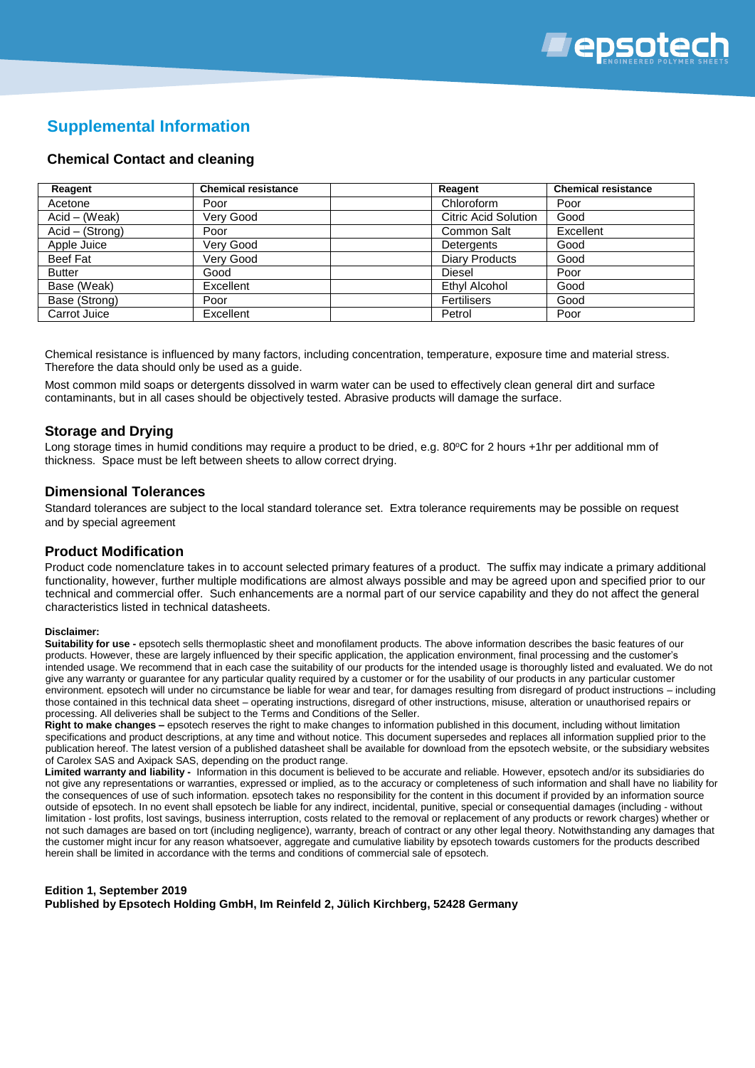## Supplemental Information

### Chemical Contact and cleaning

| Reagent | Chemical resistance | | Reagent | Chemical resistance |
|---|---|---|---|---|
| Acetone | Poor | | Chloroform | Poor |
| Acid – (Weak) | Very Good | | Citric Acid Solution | Good |
| Acid – (Strong) | Poor | | Common Salt | Excellent |
| Apple Juice | Very Good | | Detergents | Good |
| Beef Fat | Very Good | | Diary Products | Good |
| Butter | Good | | Diesel | Poor |
| Base (Weak) | Excellent | | Ethyl Alcohol | Good |
| Base (Strong) | Poor | | Fertilisers | Good |
| Carrot Juice | Excellent | | Petrol | Poor |

Chemical resistance is influenced by many factors, including concentration, temperature, exposure time and material stress. Therefore the data should only be used as a guide.

Most common mild soaps or detergents dissolved in warm water can be used to effectively clean general dirt and surface contaminants, but in all cases should be objectively tested. Abrasive products will damage the surface.

### Storage and Drying

Long storage times in humid conditions may require a product to be dried, e.g. 80°C for 2 hours +1hr per additional mm of thickness. Space must be left between sheets to allow correct drying.

### Dimensional Tolerances

Standard tolerances are subject to the local standard tolerance set. Extra tolerance requirements may be possible on request and by special agreement

### Product Modification

Product code nomenclature takes in to account selected primary features of a product. The suffix may indicate a primary additional functionality, however, further multiple modifications are almost always possible and may be agreed upon and specified prior to our technical and commercial offer. Such enhancements are a normal part of our service capability and they do not affect the general characteristics listed in technical datasheets.

**Disclaimer:**

**Suitability for use -** epsotech sells thermoplastic sheet and monofilament products. The above information describes the basic features of our products. However, these are largely influenced by their specific application, the application environment, final processing and the customer's intended usage. We recommend that in each case the suitability of our products for the intended usage is thoroughly listed and evaluated. We do not give any warranty or guarantee for any particular quality required by a customer or for the usability of our products in any particular customer environment. epsotech will under no circumstance be liable for wear and tear, for damages resulting from disregard of product instructions – including those contained in this technical data sheet – operating instructions, disregard of other instructions, misuse, alteration or unauthorised repairs or processing. All deliveries shall be subject to the Terms and Conditions of the Seller.

**Right to make changes –** epsotech reserves the right to make changes to information published in this document, including without limitation specifications and product descriptions, at any time and without notice. This document supersedes and replaces all information supplied prior to the publication hereof. The latest version of a published datasheet shall be available for download from the epsotech website, or the subsidiary websites of Carolex SAS and Axipack SAS, depending on the product range.

**Limited warranty and liability -** Information in this document is believed to be accurate and reliable. However, epsotech and/or its subsidiaries do not give any representations or warranties, expressed or implied, as to the accuracy or completeness of such information and shall have no liability for the consequences of use of such information. epsotech takes no responsibility for the content in this document if provided by an information source outside of epsotech. In no event shall epsotech be liable for any indirect, incidental, punitive, special or consequential damages (including - without limitation - lost profits, lost savings, business interruption, costs related to the removal or replacement of any products or rework charges) whether or not such damages are based on tort (including negligence), warranty, breach of contract or any other legal theory. Notwithstanding any damages that the customer might incur for any reason whatsoever, aggregate and cumulative liability by epsotech towards customers for the products described herein shall be limited in accordance with the terms and conditions of commercial sale of epsotech.

**Edition 1, September 2019**
**Published by Epsotech Holding GmbH, Im Reinfeld 2, Jülich Kirchberg, 52428 Germany**